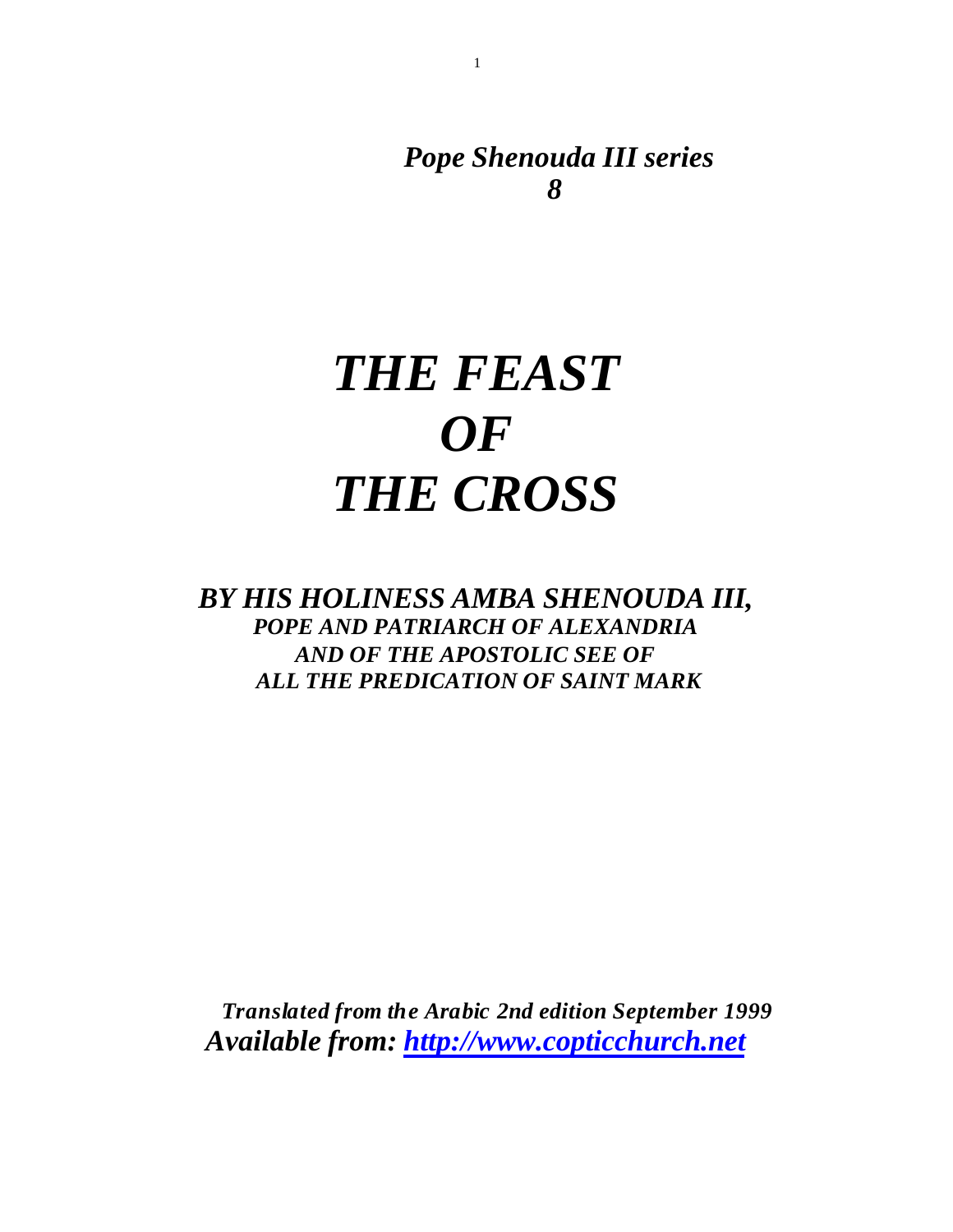*Pope Shenouda III series*
***8***

# *THE FEAST OF THE CROSS*

***BY HIS HOLINESS AMBA SHENOUDA III,***
***POPE AND PATRIARCH OF ALEXANDRIA***
***AND OF THE APOSTOLIC SEE OF***
***ALL THE PREDICATION OF SAINT MARK***

***Translated from the Arabic 2nd edition September 1999***
***Available from: [http://www.copticchurch.net](http://www.copticchurch.net)***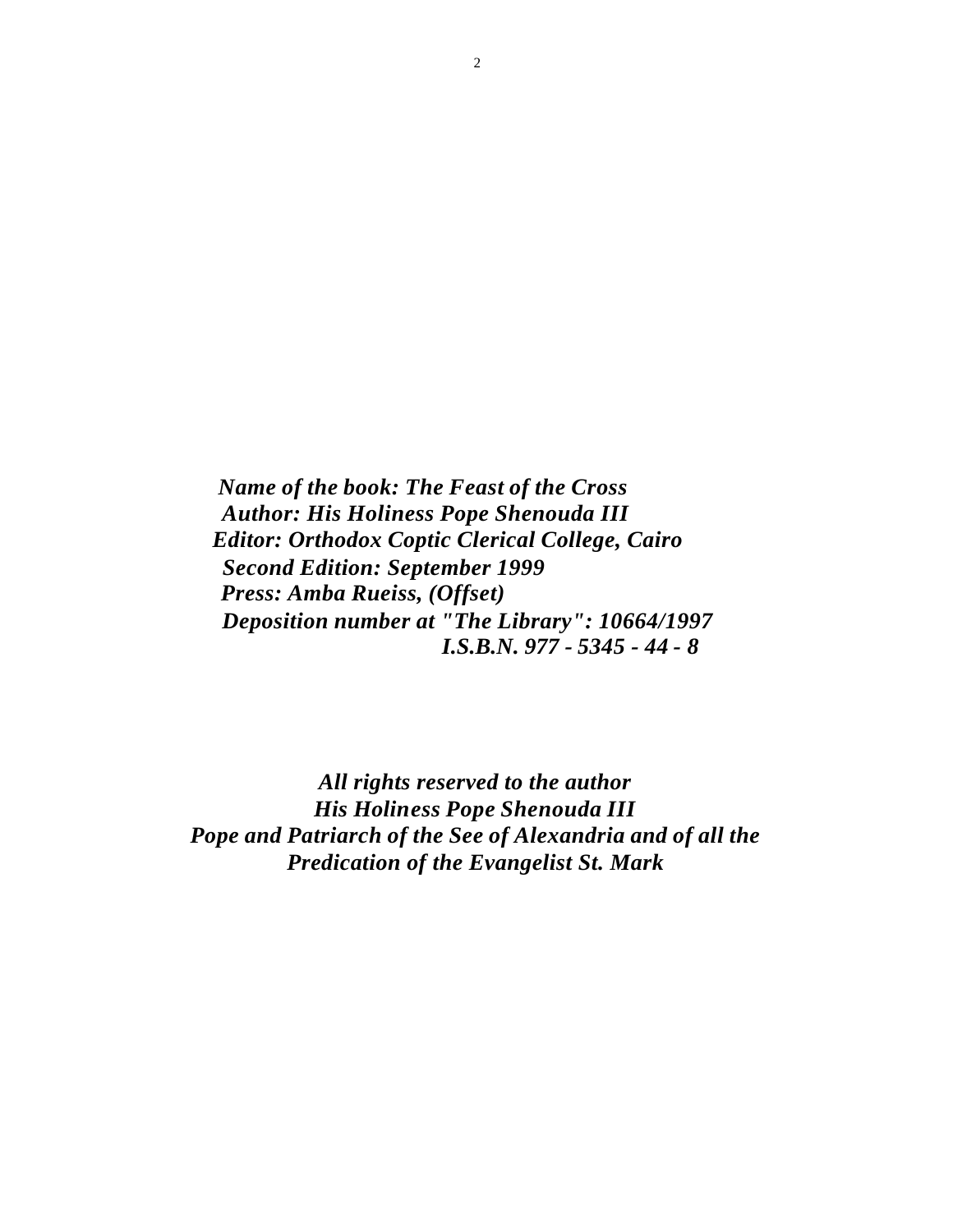***Name of the book: The Feast of the Cross***
***Author: His Holiness Pope Shenouda III***
***Editor: Orthodox Coptic Clerical College, Cairo***
***Second Edition: September 1999***
***Press: Amba Rueiss, (Offset)***
***Deposition number at "The Library": 10664/1997***
***I.S.B.N. 977 - 5345 - 44 - 8***

***All rights reserved to the author***
***His Holiness Pope Shenouda III***
***Pope and Patriarch of the See of Alexandria and of all the Predication of the Evangelist St. Mark***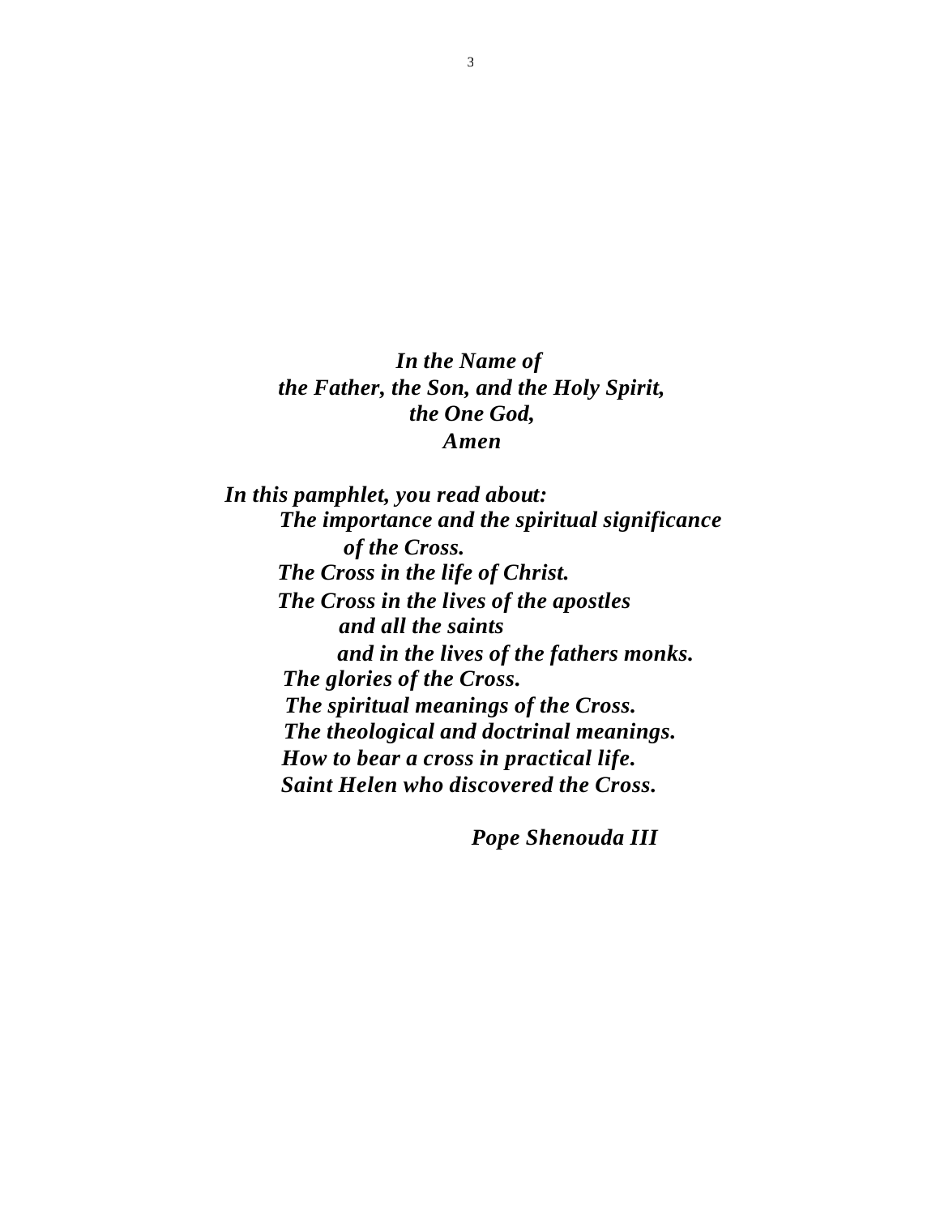*In the Name of*
*the Father, the Son, and the Holy Spirit,*
*the One God,*
*Amen*

***In this pamphlet, you read about:***

- ***The importance and the spiritual significance of the Cross.***
- ***The Cross in the life of Christ.***
- ***The Cross in the lives of the apostles and all the saints and in the lives of the fathers monks.***
- ***The glories of the Cross.***
- ***The spiritual meanings of the Cross.***
- ***The theological and doctrinal meanings.***
- ***How to bear a cross in practical life.***
- ***Saint Helen who discovered the Cross.***

***Pope Shenouda III***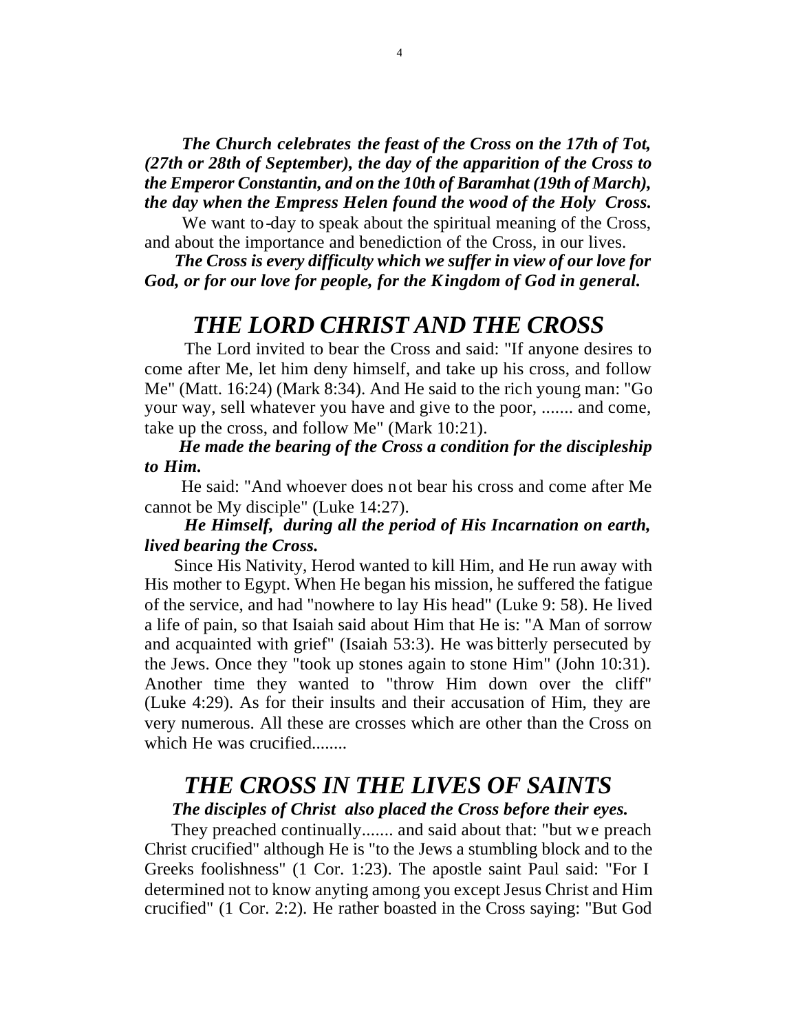***The Church celebrates the feast of the Cross on the 17th of Tot, (27th or 28th of September), the day of the apparition of the Cross to the Emperor Constantin, and on the 10th of Baramhat (19th of March), the day when the Empress Helen found the wood of the Holy Cross.***

We want to-day to speak about the spiritual meaning of the Cross, and about the importance and benediction of the Cross, in our lives.

***The Cross is every difficulty which we suffer in view of our love for God, or for our love for people, for the Kingdom of God in general.***

## *THE LORD CHRIST AND THE CROSS*

The Lord invited to bear the Cross and said: "If anyone desires to come after Me, let him deny himself, and take up his cross, and follow Me" (Matt. 16:24) (Mark 8:34). And He said to the rich young man: "Go your way, sell whatever you have and give to the poor, ....... and come, take up the cross, and follow Me" (Mark 10:21).

***He made the bearing of the Cross a condition for the discipleship to Him.***

He said: "And whoever does not bear his cross and come after Me cannot be My disciple" (Luke 14:27).

***He Himself, during all the period of His Incarnation on earth, lived bearing the Cross.***

Since His Nativity, Herod wanted to kill Him, and He run away with His mother to Egypt. When He began his mission, he suffered the fatigue of the service, and had "nowhere to lay His head" (Luke 9: 58). He lived a life of pain, so that Isaiah said about Him that He is: "A Man of sorrow and acquainted with grief" (Isaiah 53:3). He was bitterly persecuted by the Jews. Once they "took up stones again to stone Him" (John 10:31). Another time they wanted to "throw Him down over the cliff" (Luke 4:29). As for their insults and their accusation of Him, they are very numerous. All these are crosses which are other than the Cross on which He was crucified........

## *THE CROSS IN THE LIVES OF SAINTS*

***The disciples of Christ also placed the Cross before their eyes.***

They preached continually....... and said about that: "but we preach Christ crucified" although He is "to the Jews a stumbling block and to the Greeks foolishness" (1 Cor. 1:23). The apostle saint Paul said: "For I determined not to know anyting among you except Jesus Christ and Him crucified" (1 Cor. 2:2). He rather boasted in the Cross saying: "But God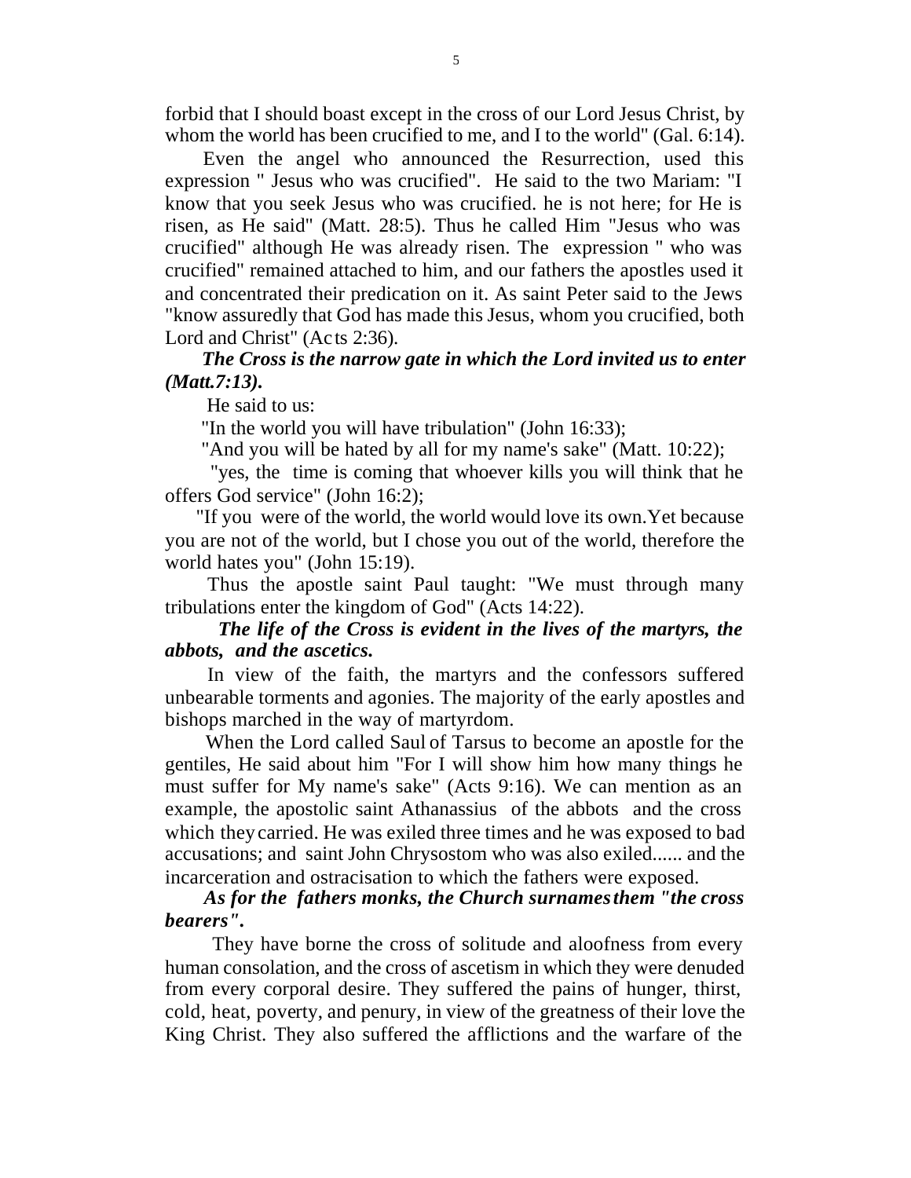forbid that I should boast except in the cross of our Lord Jesus Christ, by whom the world has been crucified to me, and I to the world" (Gal. 6:14).

Even the angel who announced the Resurrection, used this expression " Jesus who was crucified". He said to the two Mariam: "I know that you seek Jesus who was crucified. he is not here; for He is risen, as He said" (Matt. 28:5). Thus he called Him "Jesus who was crucified" although He was already risen. The expression " who was crucified" remained attached to him, and our fathers the apostles used it and concentrated their predication on it. As saint Peter said to the Jews "know assuredly that God has made this Jesus, whom you crucified, both Lord and Christ" (Acts 2:36).

***The Cross is the narrow gate in which the Lord invited us to enter (Matt.7:13).***

He said to us:

"In the world you will have tribulation" (John 16:33);

"And you will be hated by all for my name's sake" (Matt. 10:22);

"yes, the time is coming that whoever kills you will think that he offers God service" (John 16:2);

"If you were of the world, the world would love its own.Yet because you are not of the world, but I chose you out of the world, therefore the world hates you" (John 15:19).

Thus the apostle saint Paul taught: "We must through many tribulations enter the kingdom of God" (Acts 14:22).

***The life of the Cross is evident in the lives of the martyrs, the abbots, and the ascetics.***

In view of the faith, the martyrs and the confessors suffered unbearable torments and agonies. The majority of the early apostles and bishops marched in the way of martyrdom.

When the Lord called Saul of Tarsus to become an apostle for the gentiles, He said about him "For I will show him how many things he must suffer for My name's sake" (Acts 9:16). We can mention as an example, the apostolic saint Athanassius of the abbots and the cross which they carried. He was exiled three times and he was exposed to bad accusations; and saint John Chrysostom who was also exiled...... and the incarceration and ostracisation to which the fathers were exposed.

***As for the fathers monks, the Church surnames them "the cross bearers".***

They have borne the cross of solitude and aloofness from every human consolation, and the cross of ascetism in which they were denuded from every corporal desire. They suffered the pains of hunger, thirst, cold, heat, poverty, and penury, in view of the greatness of their love the King Christ. They also suffered the afflictions and the warfare of the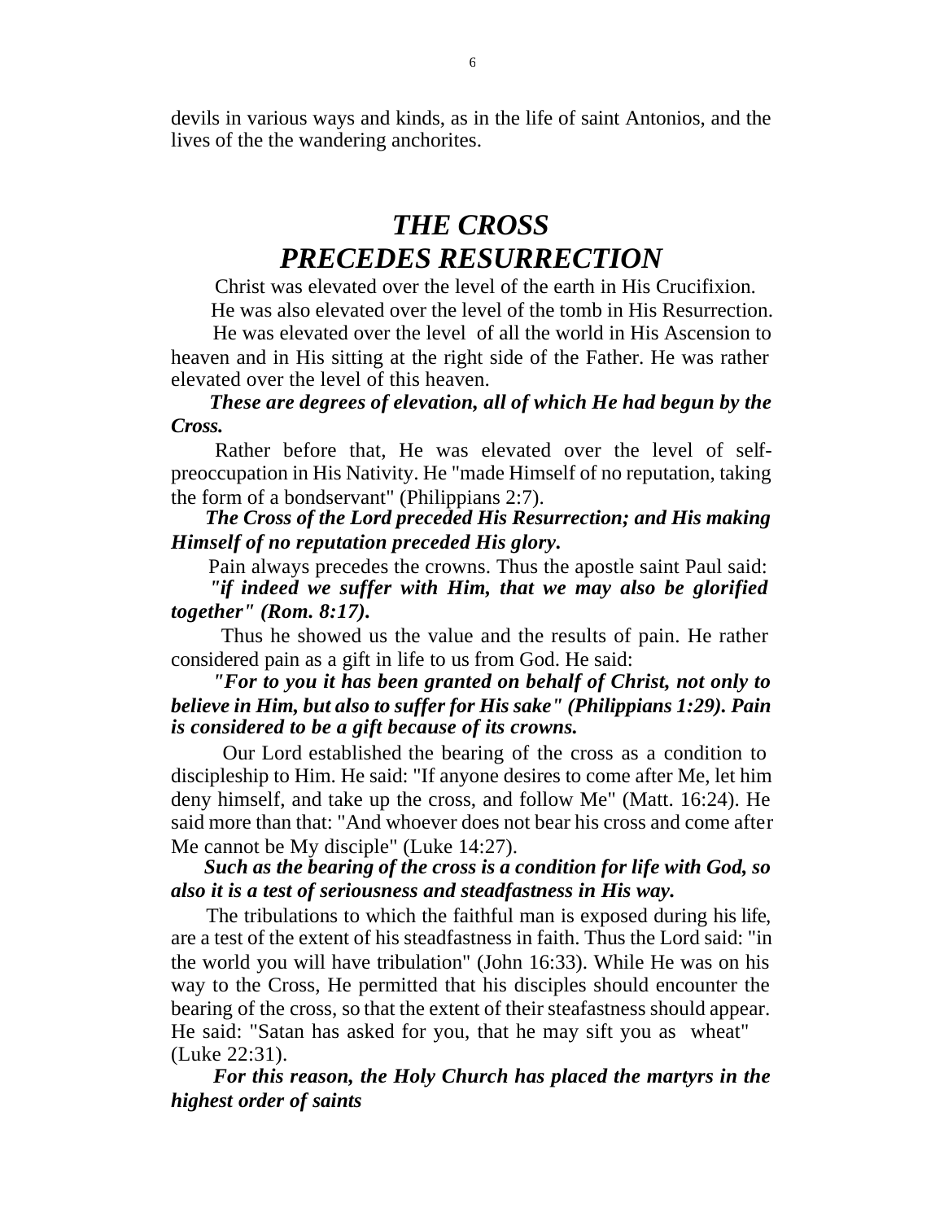devils in various ways and kinds, as in the life of saint Antonios, and the lives of the the wandering anchorites.

# *THE CROSS PRECEDES RESURRECTION*

Christ was elevated over the level of the earth in His Crucifixion.

He was also elevated over the level of the tomb in His Resurrection.

He was elevated over the level of all the world in His Ascension to heaven and in His sitting at the right side of the Father. He was rather elevated over the level of this heaven.

***These are degrees of elevation, all of which He had begun by the Cross.***

Rather before that, He was elevated over the level of self-preoccupation in His Nativity. He "made Himself of no reputation, taking the form of a bondservant" (Philippians 2:7).

***The Cross of the Lord preceded His Resurrection; and His making Himself of no reputation preceded His glory.***

Pain always precedes the crowns. Thus the apostle saint Paul said:

***"if indeed we suffer with Him, that we may also be glorified together" (Rom. 8:17).***

Thus he showed us the value and the results of pain. He rather considered pain as a gift in life to us from God. He said:

***"For to you it has been granted on behalf of Christ, not only to believe in Him, but also to suffer for His sake" (Philippians 1:29). Pain is considered to be a gift because of its crowns.***

Our Lord established the bearing of the cross as a condition to discipleship to Him. He said: "If anyone desires to come after Me, let him deny himself, and take up the cross, and follow Me" (Matt. 16:24). He said more than that: "And whoever does not bear his cross and come after Me cannot be My disciple" (Luke 14:27).

***Such as the bearing of the cross is a condition for life with God, so also it is a test of seriousness and steadfastness in His way.***

The tribulations to which the faithful man is exposed during his life, are a test of the extent of his steadfastness in faith. Thus the Lord said: "in the world you will have tribulation" (John 16:33). While He was on his way to the Cross, He permitted that his disciples should encounter the bearing of the cross, so that the extent of their steafastness should appear. He said: "Satan has asked for you, that he may sift you as wheat" (Luke 22:31).

***For this reason, the Holy Church has placed the martyrs in the highest order of saints***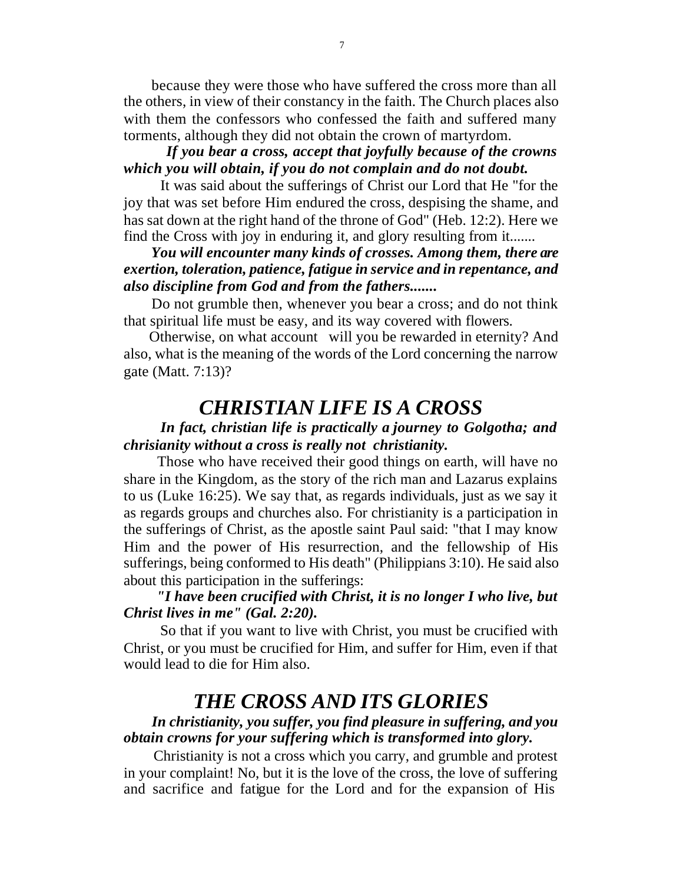because they were those who have suffered the cross more than all the others, in view of their constancy in the faith. The Church places also with them the confessors who confessed the faith and suffered many torments, although they did not obtain the crown of martyrdom.

***If you bear a cross, accept that joyfully because of the crowns which you will obtain, if you do not complain and do not doubt.***

It was said about the sufferings of Christ our Lord that He "for the joy that was set before Him endured the cross, despising the shame, and has sat down at the right hand of the throne of God" (Heb. 12:2). Here we find the Cross with joy in enduring it, and glory resulting from it.......

***You will encounter many kinds of crosses. Among them, there are exertion, toleration, patience, fatigue in service and in repentance, and also discipline from God and from the fathers.......***

Do not grumble then, whenever you bear a cross; and do not think that spiritual life must be easy, and its way covered with flowers.

Otherwise, on what account will you be rewarded in eternity? And also, what is the meaning of the words of the Lord concerning the narrow gate (Matt. 7:13)?

## *CHRISTIAN LIFE IS A CROSS*

***In fact, christian life is practically a journey to Golgotha; and chrisianity without a cross is really not christianity.***

Those who have received their good things on earth, will have no share in the Kingdom, as the story of the rich man and Lazarus explains to us (Luke 16:25). We say that, as regards individuals, just as we say it as regards groups and churches also. For christianity is a participation in the sufferings of Christ, as the apostle saint Paul said: "that I may know Him and the power of His resurrection, and the fellowship of His sufferings, being conformed to His death" (Philippians 3:10). He said also about this participation in the sufferings:

***"I have been crucified with Christ, it is no longer I who live, but Christ lives in me" (Gal. 2:20).***

So that if you want to live with Christ, you must be crucified with Christ, or you must be crucified for Him, and suffer for Him, even if that would lead to die for Him also.

## *THE CROSS AND ITS GLORIES*

***In christianity, you suffer, you find pleasure in suffering, and you obtain crowns for your suffering which is transformed into glory.***

Christianity is not a cross which you carry, and grumble and protest in your complaint! No, but it is the love of the cross, the love of suffering and sacrifice and fatigue for the Lord and for the expansion of His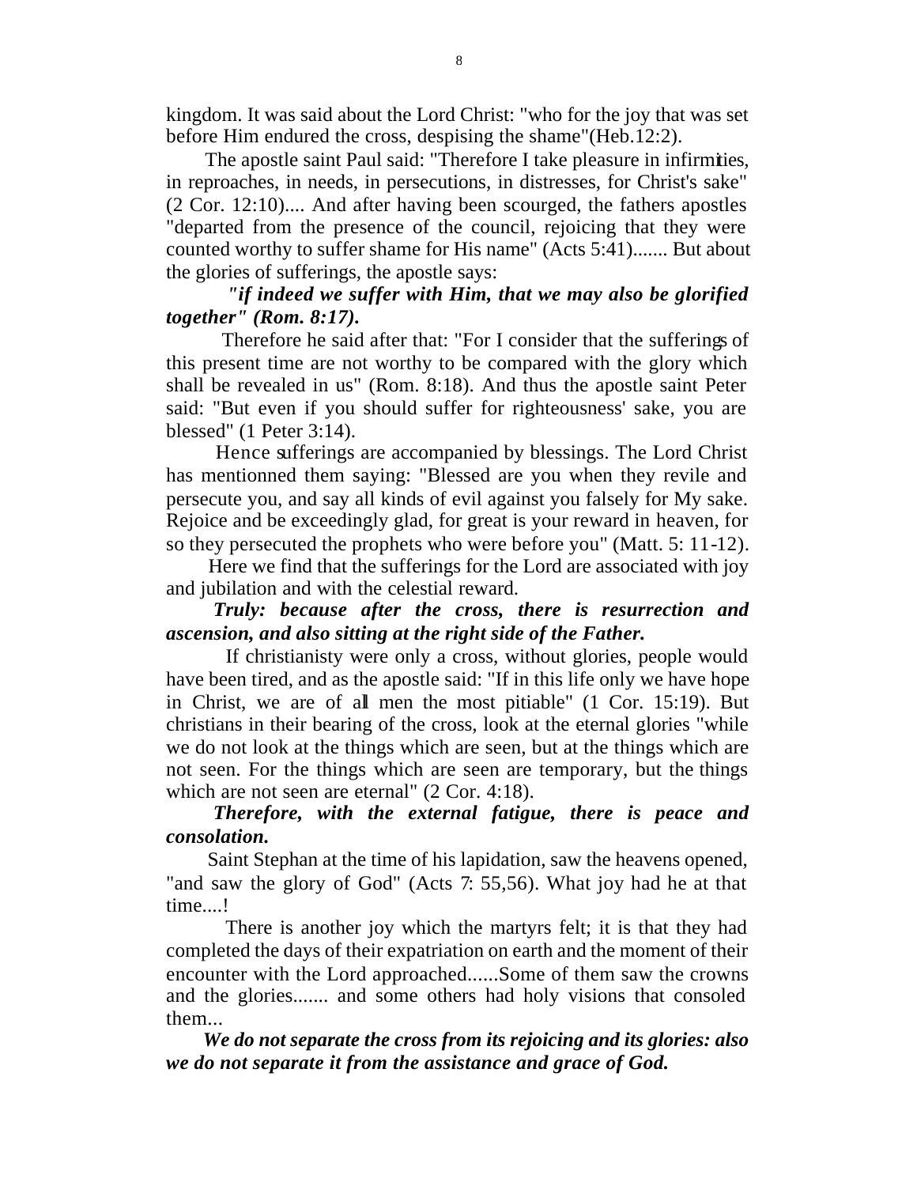kingdom. It was said about the Lord Christ: "who for the joy that was set before Him endured the cross, despising the shame"(Heb.12:2).

The apostle saint Paul said: "Therefore I take pleasure in infirmities, in reproaches, in needs, in persecutions, in distresses, for Christ's sake" (2 Cor. 12:10).... And after having been scourged, the fathers apostles "departed from the presence of the council, rejoicing that they were counted worthy to suffer shame for His name" (Acts 5:41)....... But about the glories of sufferings, the apostle says:

***"if indeed we suffer with Him, that we may also be glorified together" (Rom. 8:17).***

Therefore he said after that: "For I consider that the sufferings of this present time are not worthy to be compared with the glory which shall be revealed in us" (Rom. 8:18). And thus the apostle saint Peter said: "But even if you should suffer for righteousness' sake, you are blessed" (1 Peter 3:14).

Hence sufferings are accompanied by blessings. The Lord Christ has mentionned them saying: "Blessed are you when they revile and persecute you, and say all kinds of evil against you falsely for My sake. Rejoice and be exceedingly glad, for great is your reward in heaven, for so they persecuted the prophets who were before you" (Matt. 5: 11-12).

Here we find that the sufferings for the Lord are associated with joy and jubilation and with the celestial reward.

***Truly: because after the cross, there is resurrection and ascension, and also sitting at the right side of the Father.***

If christianisty were only a cross, without glories, people would have been tired, and as the apostle said: "If in this life only we have hope in Christ, we are of all men the most pitiable" (1 Cor. 15:19). But christians in their bearing of the cross, look at the eternal glories "while we do not look at the things which are seen, but at the things which are not seen. For the things which are seen are temporary, but the things which are not seen are eternal" (2 Cor. 4:18).

***Therefore, with the external fatigue, there is peace and consolation.***

Saint Stephan at the time of his lapidation, saw the heavens opened, "and saw the glory of God" (Acts 7: 55,56). What joy had he at that time....!

There is another joy which the martyrs felt; it is that they had completed the days of their expatriation on earth and the moment of their encounter with the Lord approached......Some of them saw the crowns and the glories....... and some others had holy visions that consoled them...

***We do not separate the cross from its rejoicing and its glories: also we do not separate it from the assistance and grace of God.***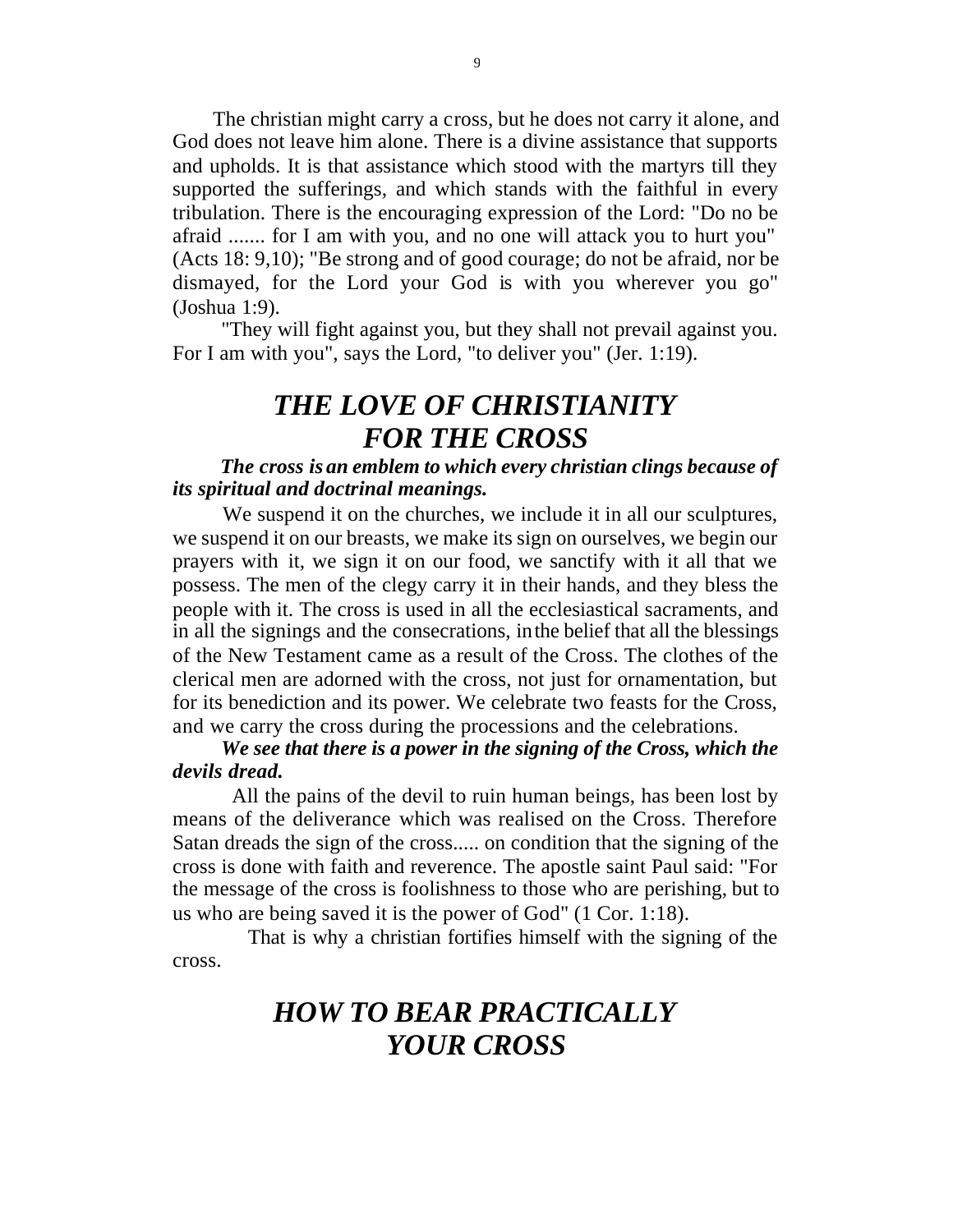The christian might carry a cross, but he does not carry it alone, and God does not leave him alone. There is a divine assistance that supports and upholds. It is that assistance which stood with the martyrs till they supported the sufferings, and which stands with the faithful in every tribulation. There is the encouraging expression of the Lord: "Do no be afraid ....... for I am with you, and no one will attack you to hurt you" (Acts 18: 9,10); "Be strong and of good courage; do not be afraid, nor be dismayed, for the Lord your God is with you wherever you go" (Joshua 1:9).

"They will fight against you, but they shall not prevail against you. For I am with you", says the Lord, "to deliver you" (Jer. 1:19).

# *THE LOVE OF CHRISTIANITY FOR THE CROSS*

***The cross is an emblem to which every christian clings because of its spiritual and doctrinal meanings.***

We suspend it on the churches, we include it in all our sculptures, we suspend it on our breasts, we make its sign on ourselves, we begin our prayers with it, we sign it on our food, we sanctify with it all that we possess. The men of the clegy carry it in their hands, and they bless the people with it. The cross is used in all the ecclesiastical sacraments, and in all the signings and the consecrations, in the belief that all the blessings of the New Testament came as a result of the Cross. The clothes of the clerical men are adorned with the cross, not just for ornamentation, but for its benediction and its power. We celebrate two feasts for the Cross, and we carry the cross during the processions and the celebrations.

***We see that there is a power in the signing of the Cross, which the devils dread.***

All the pains of the devil to ruin human beings, has been lost by means of the deliverance which was realised on the Cross. Therefore Satan dreads the sign of the cross..... on condition that the signing of the cross is done with faith and reverence. The apostle saint Paul said: "For the message of the cross is foolishness to those who are perishing, but to us who are being saved it is the power of God" (1 Cor. 1:18).

That is why a christian fortifies himself with the signing of the cross.

# *HOW TO BEAR PRACTICALLY YOUR CROSS*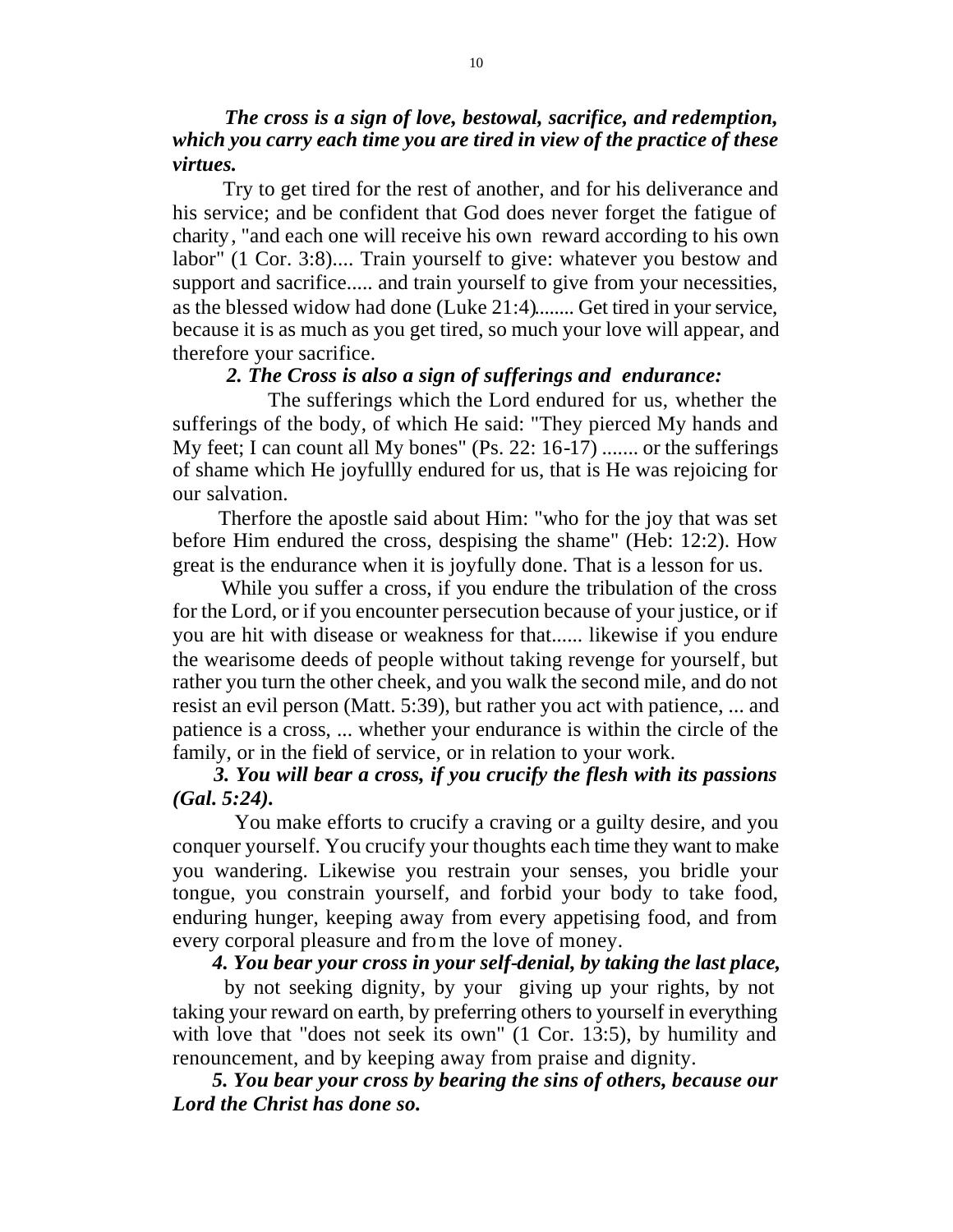***The cross is a sign of love, bestowal, sacrifice, and redemption, which you carry each time you are tired in view of the practice of these virtues.***

Try to get tired for the rest of another, and for his deliverance and his service; and be confident that God does never forget the fatigue of charity, "and each one will receive his own reward according to his own labor" (1 Cor. 3:8).... Train yourself to give: whatever you bestow and support and sacrifice..... and train yourself to give from your necessities, as the blessed widow had done (Luke 21:4)........ Get tired in your service, because it is as much as you get tired, so much your love will appear, and therefore your sacrifice.

***2. The Cross is also a sign of sufferings and endurance:***

The sufferings which the Lord endured for us, whether the sufferings of the body, of which He said: "They pierced My hands and My feet; I can count all My bones" (Ps. 22: 16-17) ....... or the sufferings of shame which He joyfullly endured for us, that is He was rejoicing for our salvation.

Therfore the apostle said about Him: "who for the joy that was set before Him endured the cross, despising the shame" (Heb: 12:2). How great is the endurance when it is joyfully done. That is a lesson for us.

While you suffer a cross, if you endure the tribulation of the cross for the Lord, or if you encounter persecution because of your justice, or if you are hit with disease or weakness for that...... likewise if you endure the wearisome deeds of people without taking revenge for yourself, but rather you turn the other cheek, and you walk the second mile, and do not resist an evil person (Matt. 5:39), but rather you act with patience, ... and patience is a cross, ... whether your endurance is within the circle of the family, or in the field of service, or in relation to your work.

***3. You will bear a cross, if you crucify the flesh with its passions (Gal. 5:24).***

You make efforts to crucify a craving or a guilty desire, and you conquer yourself. You crucify your thoughts each time they want to make you wandering. Likewise you restrain your senses, you bridle your tongue, you constrain yourself, and forbid your body to take food, enduring hunger, keeping away from every appetising food, and from every corporal pleasure and from the love of money.

***4. You bear your cross in your self-denial, by taking the last place,*** by not seeking dignity, by your giving up your rights, by not taking your reward on earth, by preferring others to yourself in everything with love that "does not seek its own" (1 Cor. 13:5), by humility and renouncement, and by keeping away from praise and dignity.

***5. You bear your cross by bearing the sins of others, because our Lord the Christ has done so.***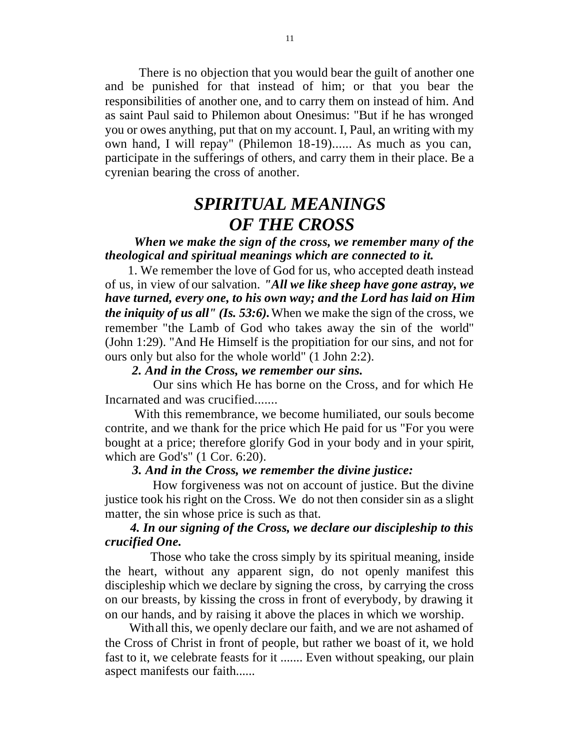There is no objection that you would bear the guilt of another one and be punished for that instead of him; or that you bear the responsibilities of another one, and to carry them on instead of him. And as saint Paul said to Philemon about Onesimus: "But if he has wronged you or owes anything, put that on my account. I, Paul, an writing with my own hand, I will repay" (Philemon 18-19)...... As much as you can, participate in the sufferings of others, and carry them in their place. Be a cyrenian bearing the cross of another.

# *SPIRITUAL MEANINGS OF THE CROSS*

***When we make the sign of the cross, we remember many of the theological and spiritual meanings which are connected to it.***

1. We remember the love of God for us, who accepted death instead of us, in view of our salvation. ***"All we like sheep have gone astray, we have turned, every one, to his own way; and the Lord has laid on Him the iniquity of us all" (Is. 53:6).*** When we make the sign of the cross, we remember "the Lamb of God who takes away the sin of the world" (John 1:29). "And He Himself is the propitiation for our sins, and not for ours only but also for the whole world" (1 John 2:2).

***2. And in the Cross, we remember our sins.***

Our sins which He has borne on the Cross, and for which He Incarnated and was crucified.......

With this remembrance, we become humiliated, our souls become contrite, and we thank for the price which He paid for us "For you were bought at a price; therefore glorify God in your body and in your spirit, which are God's" (1 Cor. 6:20).

***3. And in the Cross, we remember the divine justice:***

How forgiveness was not on account of justice. But the divine justice took his right on the Cross. We do not then consider sin as a slight matter, the sin whose price is such as that.

***4. In our signing of the Cross, we declare our discipleship to this crucified One.***

Those who take the cross simply by its spiritual meaning, inside the heart, without any apparent sign, do not openly manifest this discipleship which we declare by signing the cross, by carrying the cross on our breasts, by kissing the cross in front of everybody, by drawing it on our hands, and by raising it above the places in which we worship.

With all this, we openly declare our faith, and we are not ashamed of the Cross of Christ in front of people, but rather we boast of it, we hold fast to it, we celebrate feasts for it ....... Even without speaking, our plain aspect manifests our faith......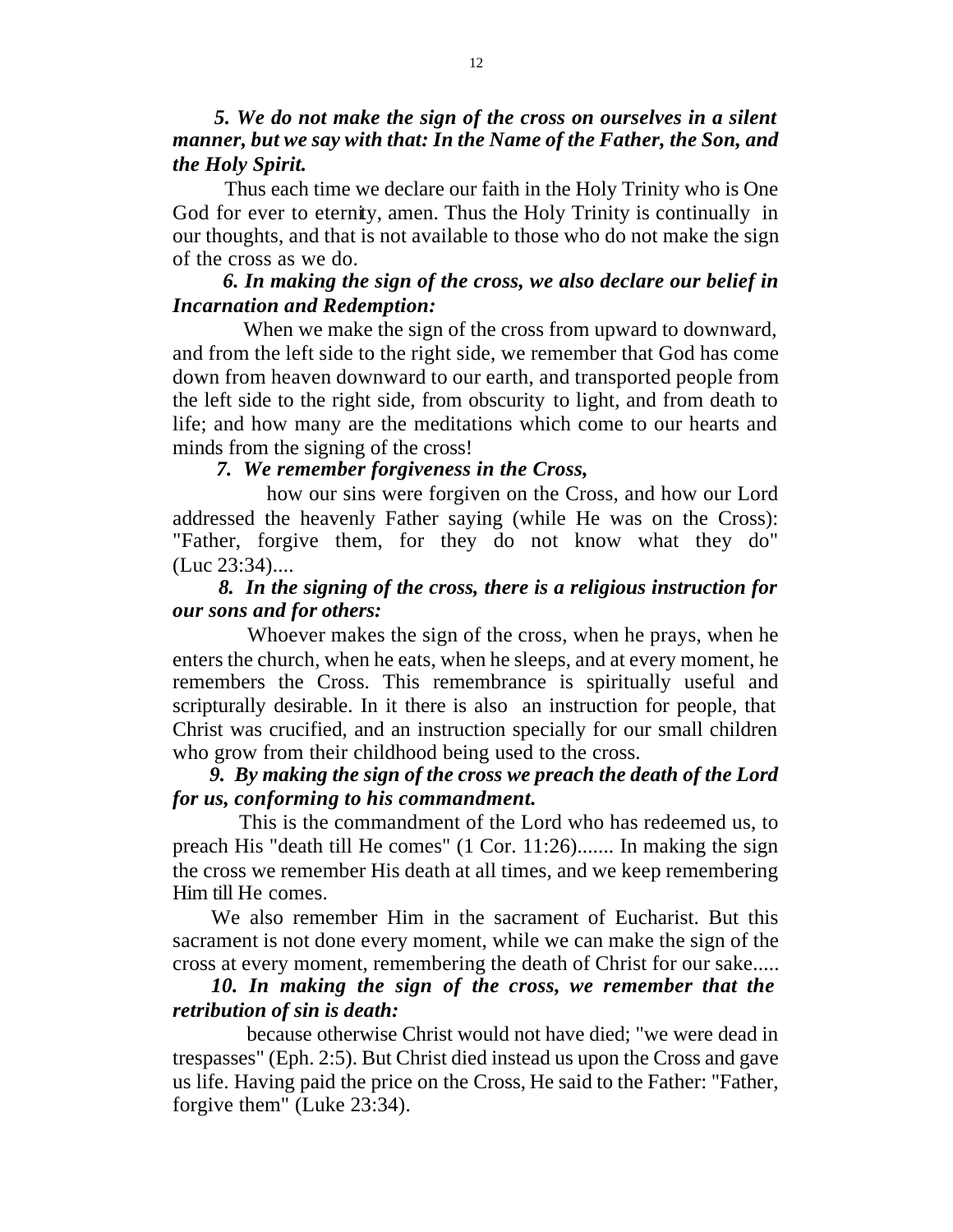***5. We do not make the sign of the cross on ourselves in a silent manner, but we say with that: In the Name of the Father, the Son, and the Holy Spirit.***

Thus each time we declare our faith in the Holy Trinity who is One God for ever to eternity, amen. Thus the Holy Trinity is continually in our thoughts, and that is not available to those who do not make the sign of the cross as we do.

***6. In making the sign of the cross, we also declare our belief in Incarnation and Redemption:***

When we make the sign of the cross from upward to downward, and from the left side to the right side, we remember that God has come down from heaven downward to our earth, and transported people from the left side to the right side, from obscurity to light, and from death to life; and how many are the meditations which come to our hearts and minds from the signing of the cross!

***7. We remember forgiveness in the Cross,***

how our sins were forgiven on the Cross, and how our Lord addressed the heavenly Father saying (while He was on the Cross): "Father, forgive them, for they do not know what they do" (Luc 23:34)....

***8. In the signing of the cross, there is a religious instruction for our sons and for others:***

Whoever makes the sign of the cross, when he prays, when he enters the church, when he eats, when he sleeps, and at every moment, he remembers the Cross. This remembrance is spiritually useful and scripturally desirable. In it there is also an instruction for people, that Christ was crucified, and an instruction specially for our small children who grow from their childhood being used to the cross.

***9. By making the sign of the cross we preach the death of the Lord for us, conforming to his commandment.***

This is the commandment of the Lord who has redeemed us, to preach His "death till He comes" (1 Cor. 11:26)....... In making the sign the cross we remember His death at all times, and we keep remembering Him till He comes.

We also remember Him in the sacrament of Eucharist. But this sacrament is not done every moment, while we can make the sign of the cross at every moment, remembering the death of Christ for our sake.....

***10. In making the sign of the cross, we remember that the retribution of sin is death:***

because otherwise Christ would not have died; "we were dead in trespasses" (Eph. 2:5). But Christ died instead us upon the Cross and gave us life. Having paid the price on the Cross, He said to the Father: "Father, forgive them" (Luke 23:34).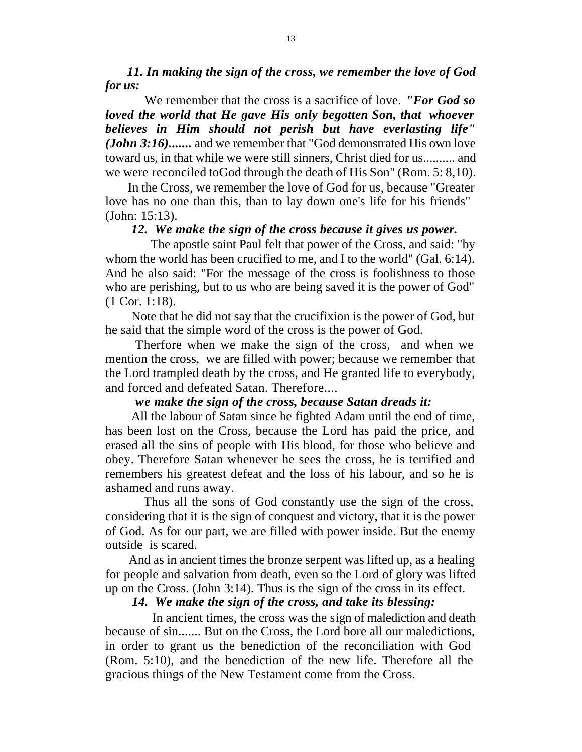***11. In making the sign of the cross, we remember the love of God for us:***

We remember that the cross is a sacrifice of love. ***"For God so loved the world that He gave His only begotten Son, that whoever believes in Him should not perish but have everlasting life" (John 3:16).......*** and we remember that "God demonstrated His own love toward us, in that while we were still sinners, Christ died for us.......... and we were reconciled toGod through the death of His Son" (Rom. 5: 8,10).

In the Cross, we remember the love of God for us, because "Greater love has no one than this, than to lay down one's life for his friends" (John: 15:13).

***12. We make the sign of the cross because it gives us power.***

The apostle saint Paul felt that power of the Cross, and said: "by whom the world has been crucified to me, and I to the world" (Gal. 6:14). And he also said: "For the message of the cross is foolishness to those who are perishing, but to us who are being saved it is the power of God" (1 Cor. 1:18).

Note that he did not say that the crucifixion is the power of God, but he said that the simple word of the cross is the power of God.

Therfore when we make the sign of the cross, and when we mention the cross, we are filled with power; because we remember that the Lord trampled death by the cross, and He granted life to everybody, and forced and defeated Satan. Therefore....

***we make the sign of the cross, because Satan dreads it:***

All the labour of Satan since he fought Adam until the end of time, has been lost on the Cross, because the Lord has paid the price, and erased all the sins of people with His blood, for those who believe and obey. Therefore Satan whenever he sees the cross, he is terrified and remembers his greatest defeat and the loss of his labour, and so he is ashamed and runs away.

Thus all the sons of God constantly use the sign of the cross, considering that it is the sign of conquest and victory, that it is the power of God. As for our part, we are filled with power inside. But the enemy outside is scared.

And as in ancient times the bronze serpent was lifted up, as a healing for people and salvation from death, even so the Lord of glory was lifted up on the Cross. (John 3:14). Thus is the sign of the cross in its effect.

***14. We make the sign of the cross, and take its blessing:***

In ancient times, the cross was the sign of malediction and death because of sin....... But on the Cross, the Lord bore all our maledictions, in order to grant us the benediction of the reconciliation with God (Rom. 5:10), and the benediction of the new life. Therefore all the gracious things of the New Testament come from the Cross.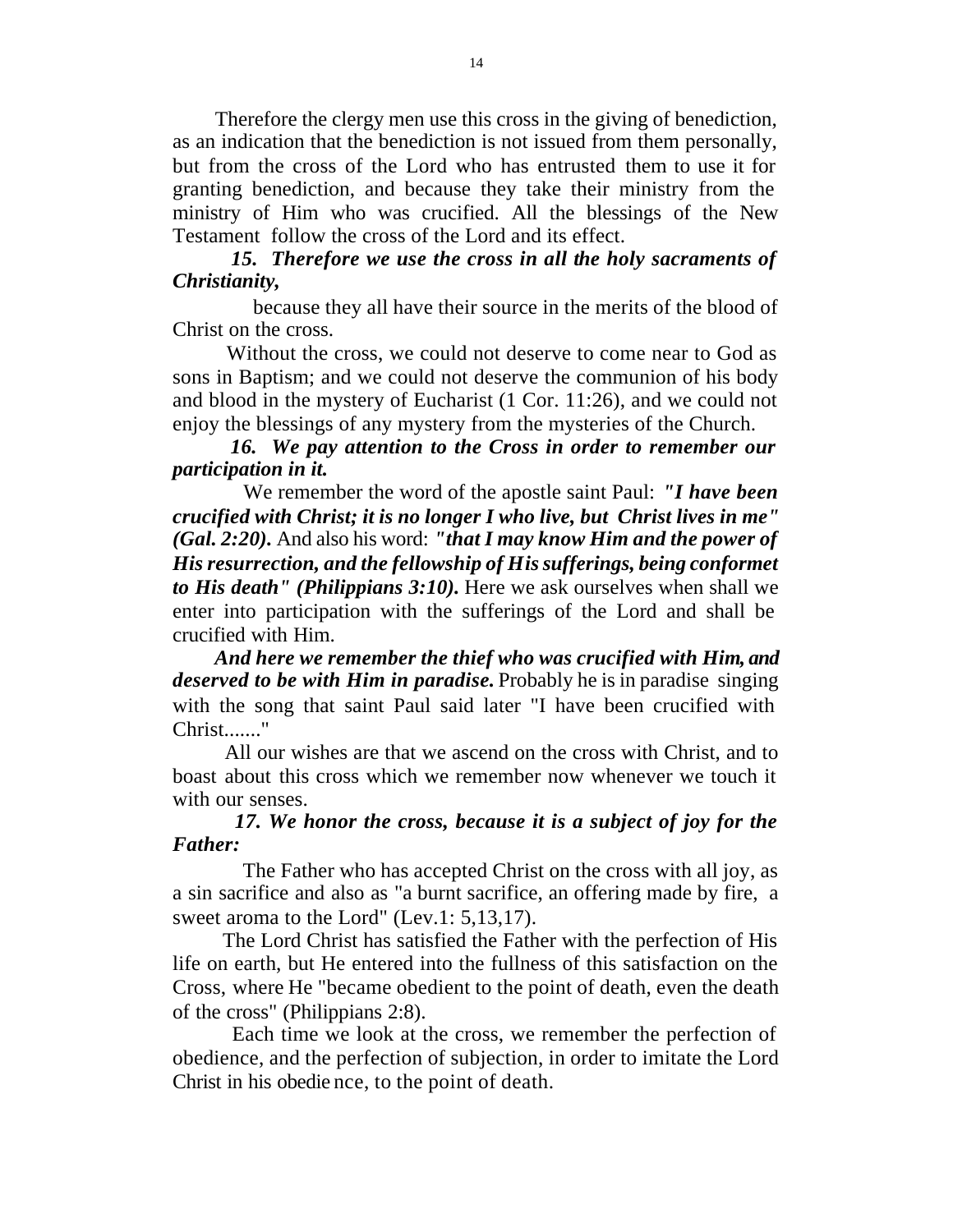Therefore the clergy men use this cross in the giving of benediction, as an indication that the benediction is not issued from them personally, but from the cross of the Lord who has entrusted them to use it for granting benediction, and because they take their ministry from the ministry of Him who was crucified. All the blessings of the New Testament follow the cross of the Lord and its effect.

***15. Therefore we use the cross in all the holy sacraments of Christianity,***

because they all have their source in the merits of the blood of Christ on the cross.

Without the cross, we could not deserve to come near to God as sons in Baptism; and we could not deserve the communion of his body and blood in the mystery of Eucharist (1 Cor. 11:26), and we could not enjoy the blessings of any mystery from the mysteries of the Church.

***16. We pay attention to the Cross in order to remember our participation in it.***

We remember the word of the apostle saint Paul: ***"I have been crucified with Christ; it is no longer I who live, but Christ lives in me" (Gal. 2:20).*** And also his word: ***"that I may know Him and the power of His resurrection, and the fellowship of His sufferings, being conformet to His death" (Philippians 3:10).*** Here we ask ourselves when shall we enter into participation with the sufferings of the Lord and shall be crucified with Him.

***And here we remember the thief who was crucified with Him, and deserved to be with Him in paradise.*** Probably he is in paradise singing with the song that saint Paul said later "I have been crucified with Christ......."

All our wishes are that we ascend on the cross with Christ, and to boast about this cross which we remember now whenever we touch it with our senses.

***17. We honor the cross, because it is a subject of joy for the Father:***

The Father who has accepted Christ on the cross with all joy, as a sin sacrifice and also as "a burnt sacrifice, an offering made by fire, a sweet aroma to the Lord" (Lev.1: 5,13,17).

The Lord Christ has satisfied the Father with the perfection of His life on earth, but He entered into the fullness of this satisfaction on the Cross, where He "became obedient to the point of death, even the death of the cross" (Philippians 2:8).

Each time we look at the cross, we remember the perfection of obedience, and the perfection of subjection, in order to imitate the Lord Christ in his obedience, to the point of death.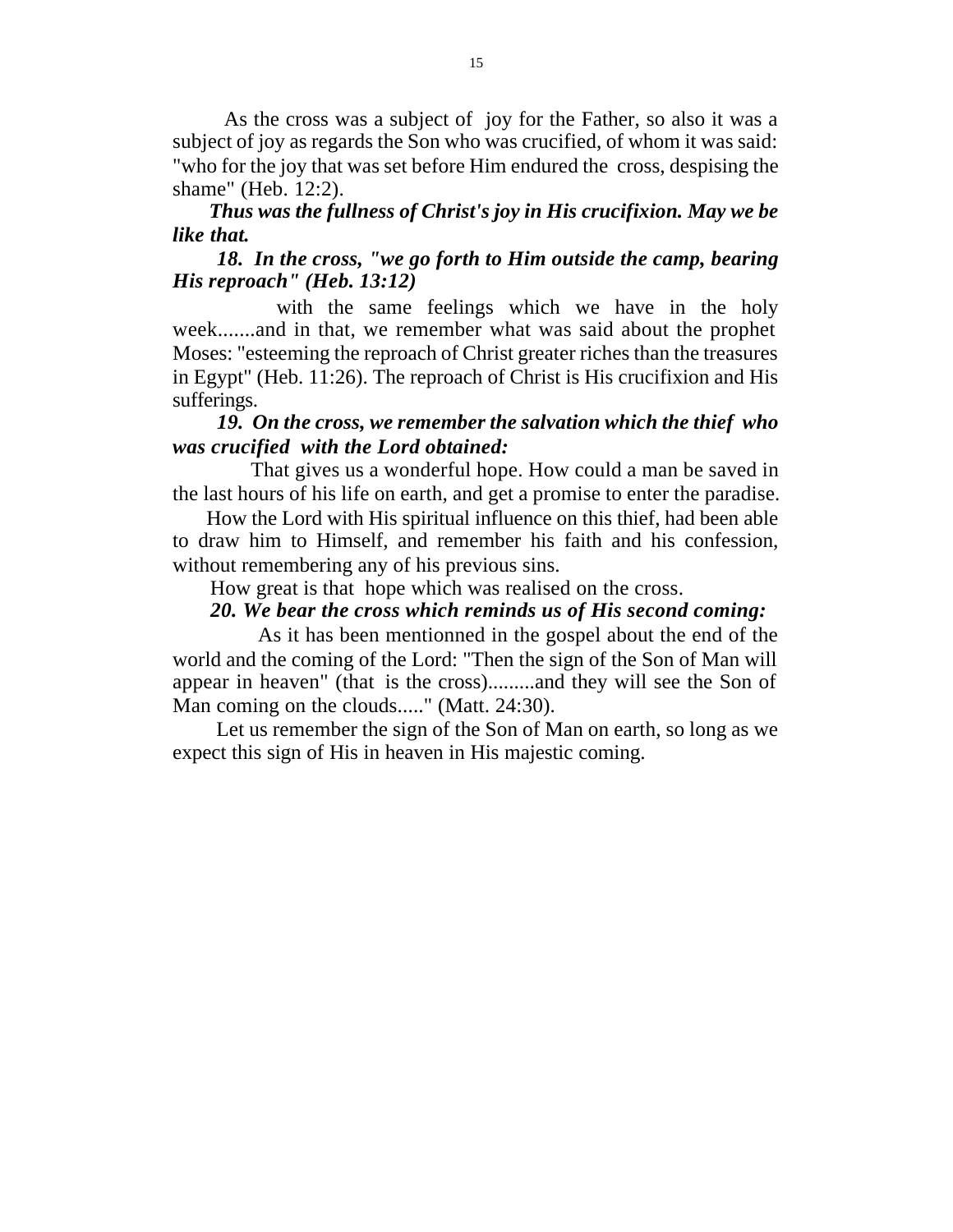As the cross was a subject of joy for the Father, so also it was a subject of joy as regards the Son who was crucified, of whom it was said: "who for the joy that was set before Him endured the cross, despising the shame" (Heb. 12:2).

***Thus was the fullness of Christ's joy in His crucifixion. May we be like that.***

***18. In the cross, "we go forth to Him outside the camp, bearing His reproach" (Heb. 13:12)***

with the same feelings which we have in the holy week.......and in that, we remember what was said about the prophet Moses: "esteeming the reproach of Christ greater riches than the treasures in Egypt" (Heb. 11:26). The reproach of Christ is His crucifixion and His sufferings.

***19. On the cross, we remember the salvation which the thief who was crucified with the Lord obtained:***

That gives us a wonderful hope. How could a man be saved in the last hours of his life on earth, and get a promise to enter the paradise.

How the Lord with His spiritual influence on this thief, had been able to draw him to Himself, and remember his faith and his confession, without remembering any of his previous sins.

How great is that hope which was realised on the cross.

***20. We bear the cross which reminds us of His second coming:***

As it has been mentionned in the gospel about the end of the world and the coming of the Lord: "Then the sign of the Son of Man will appear in heaven" (that is the cross).........and they will see the Son of Man coming on the clouds....." (Matt. 24:30).

Let us remember the sign of the Son of Man on earth, so long as we expect this sign of His in heaven in His majestic coming.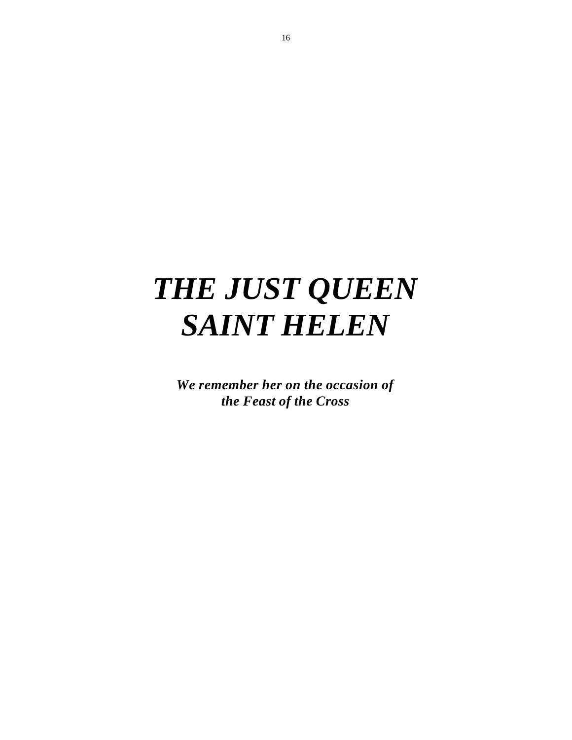# *THE JUST QUEEN SAINT HELEN*

***We remember her on the occasion of the Feast of the Cross***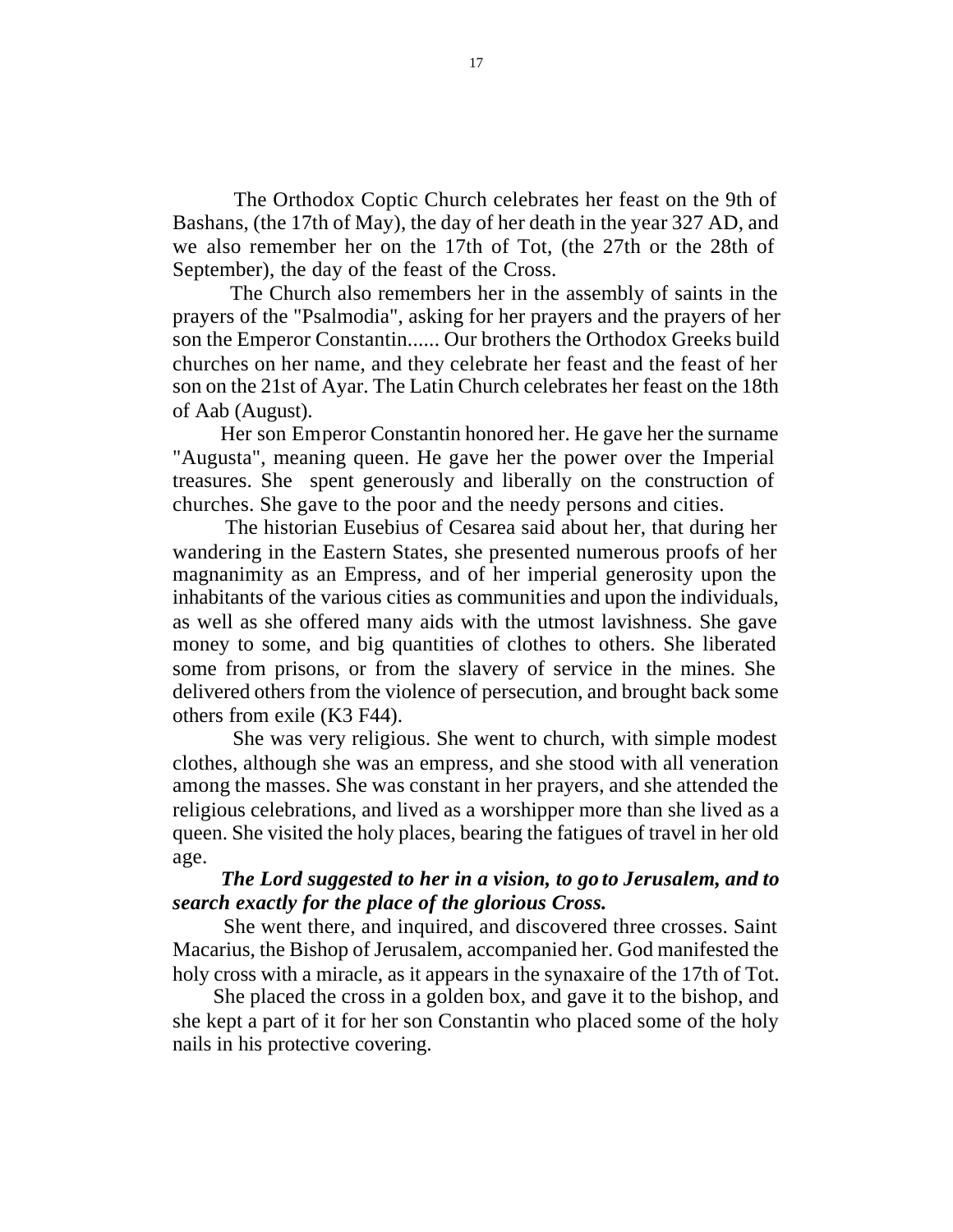The Orthodox Coptic Church celebrates her feast on the 9th of Bashans, (the 17th of May), the day of her death in the year 327 AD, and we also remember her on the 17th of Tot, (the 27th or the 28th of September), the day of the feast of the Cross.

The Church also remembers her in the assembly of saints in the prayers of the "Psalmodia", asking for her prayers and the prayers of her son the Emperor Constantin...... Our brothers the Orthodox Greeks build churches on her name, and they celebrate her feast and the feast of her son on the 21st of Ayar. The Latin Church celebrates her feast on the 18th of Aab (August).

Her son Emperor Constantin honored her. He gave her the surname "Augusta", meaning queen. He gave her the power over the Imperial treasures. She spent generously and liberally on the construction of churches. She gave to the poor and the needy persons and cities.

The historian Eusebius of Cesarea said about her, that during her wandering in the Eastern States, she presented numerous proofs of her magnanimity as an Empress, and of her imperial generosity upon the inhabitants of the various cities as communities and upon the individuals, as well as she offered many aids with the utmost lavishness. She gave money to some, and big quantities of clothes to others. She liberated some from prisons, or from the slavery of service in the mines. She delivered others from the violence of persecution, and brought back some others from exile (K3 F44).

She was very religious. She went to church, with simple modest clothes, although she was an empress, and she stood with all veneration among the masses. She was constant in her prayers, and she attended the religious celebrations, and lived as a worshipper more than she lived as a queen. She visited the holy places, bearing the fatigues of travel in her old age.

***The Lord suggested to her in a vision, to go to Jerusalem, and to search exactly for the place of the glorious Cross.***

She went there, and inquired, and discovered three crosses. Saint Macarius, the Bishop of Jerusalem, accompanied her. God manifested the holy cross with a miracle, as it appears in the synaxaire of the 17th of Tot.

She placed the cross in a golden box, and gave it to the bishop, and she kept a part of it for her son Constantin who placed some of the holy nails in his protective covering.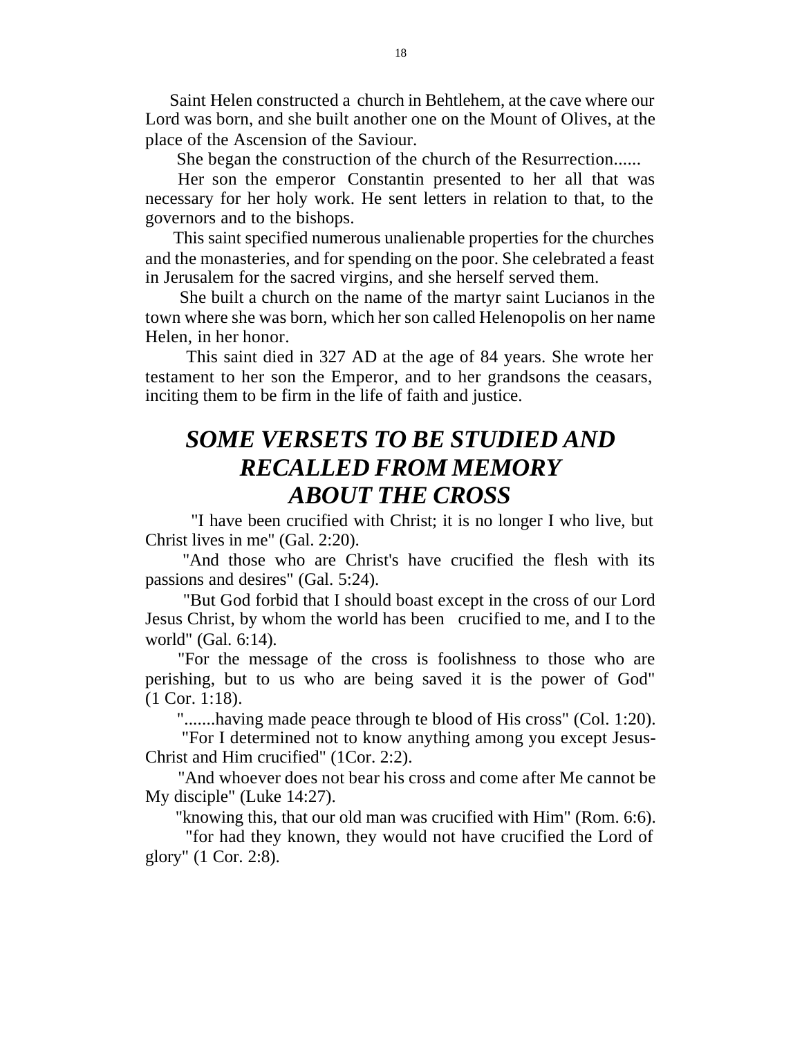Saint Helen constructed a church in Behtlehem, at the cave where our Lord was born, and she built another one on the Mount of Olives, at the place of the Ascension of the Saviour.

She began the construction of the church of the Resurrection......

Her son the emperor Constantin presented to her all that was necessary for her holy work. He sent letters in relation to that, to the governors and to the bishops.

This saint specified numerous unalienable properties for the churches and the monasteries, and for spending on the poor. She celebrated a feast in Jerusalem for the sacred virgins, and she herself served them.

She built a church on the name of the martyr saint Lucianos in the town where she was born, which her son called Helenopolis on her name Helen, in her honor.

This saint died in 327 AD at the age of 84 years. She wrote her testament to her son the Emperor, and to her grandsons the ceasars, inciting them to be firm in the life of faith and justice.

# *SOME VERSETS TO BE STUDIED AND RECALLED FROM MEMORY ABOUT THE CROSS*

"I have been crucified with Christ; it is no longer I who live, but Christ lives in me" (Gal. 2:20).

"And those who are Christ's have crucified the flesh with its passions and desires" (Gal. 5:24).

"But God forbid that I should boast except in the cross of our Lord Jesus Christ, by whom the world has been crucified to me, and I to the world" (Gal. 6:14).

"For the message of the cross is foolishness to those who are perishing, but to us who are being saved it is the power of God" (1 Cor. 1:18).

".......having made peace through te blood of His cross" (Col. 1:20).

"For I determined not to know anything among you except Jesus-Christ and Him crucified" (1Cor. 2:2).

"And whoever does not bear his cross and come after Me cannot be My disciple" (Luke 14:27).

"knowing this, that our old man was crucified with Him" (Rom. 6:6).

"for had they known, they would not have crucified the Lord of glory" (1 Cor. 2:8).